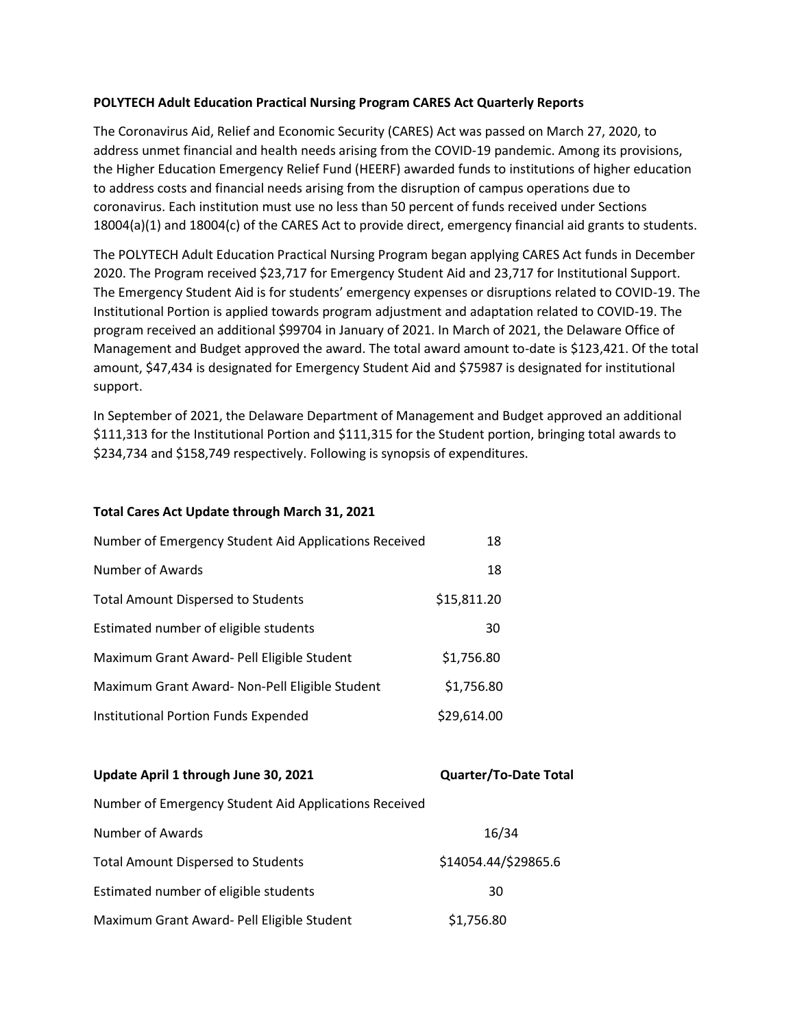**POLYTECH Adult Education Practical Nursing Program CARES Act Quarterly Reports**

The Coronavirus Aid, Relief and Economic Security (CARES) Act was passed on March 27, 2020, to address unmet financial and health needs arising from the COVID-19 pandemic. Among its provisions, the Higher Education Emergency Relief Fund (HEERF) awarded funds to institutions of higher education to address costs and financial needs arising from the disruption of campus operations due to coronavirus. Each institution must use no less than 50 percent of funds received under Sections 18004(a)(1) and 18004(c) of the CARES Act to provide direct, emergency financial aid grants to students.

The POLYTECH Adult Education Practical Nursing Program began applying CARES Act funds in December 2020. The Program received $23,717 for Emergency Student Aid and 23,717 for Institutional Support. The Emergency Student Aid is for students' emergency expenses or disruptions related to COVID-19. The Institutional Portion is applied towards program adjustment and adaptation related to COVID-19. The program received an additional $99704 in January of 2021. In March of 2021, the Delaware Office of Management and Budget approved the award. The total award amount to-date is $123,421. Of the total amount, $47,434 is designated for Emergency Student Aid and $75987 is designated for institutional support.

In September of 2021, the Delaware Department of Management and Budget approved an additional $111,313 for the Institutional Portion and $111,315 for the Student portion, bringing total awards to $234,734 and $158,749 respectively. Following is synopsis of expenditures.

**Total Cares Act Update through March 31, 2021**

| | |
|---|---|
| Number of Emergency Student Aid Applications Received | 18 |
| Number of Awards | 18 |
| Total Amount Dispersed to Students | $15,811.20 |
| Estimated number of eligible students | 30 |
| Maximum Grant Award- Pell Eligible Student | $1,756.80 |
| Maximum Grant Award- Non-Pell Eligible Student | $1,756.80 |
| Institutional Portion Funds Expended | $29,614.00 |

| **Update April 1 through June 30, 2021** | **Quarter/To-Date Total** |
|---|---|
| Number of Emergency Student Aid Applications Received | |
| Number of Awards | 16/34 |
| Total Amount Dispersed to Students | $14054.44/$29865.6 |
| Estimated number of eligible students | 30 |
| Maximum Grant Award- Pell Eligible Student | $1,756.80 |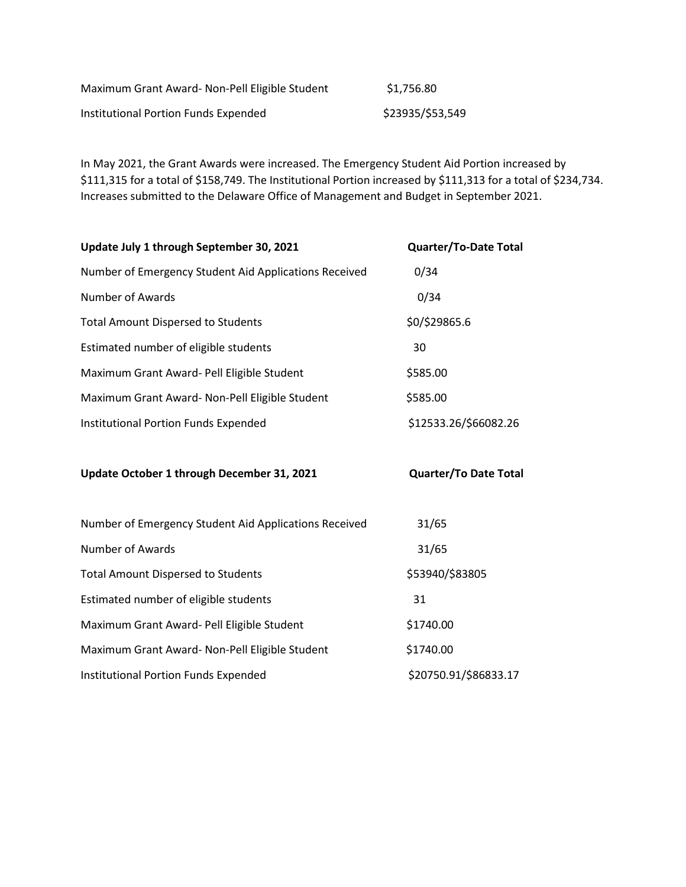| | |
|---|---|
| Maximum Grant Award- Non-Pell Eligible Student | $1,756.80 |
| Institutional Portion Funds Expended | $23935/$53,549 |

In May 2021, the Grant Awards were increased. The Emergency Student Aid Portion increased by $111,315 for a total of $158,749. The Institutional Portion increased by $111,313 for a total of $234,734. Increases submitted to the Delaware Office of Management and Budget in September 2021.

| **Update July 1 through September 30, 2021** | **Quarter/To-Date Total** |
|---|---|
| Number of Emergency Student Aid Applications Received | 0/34 |
| Number of Awards | 0/34 |
| Total Amount Dispersed to Students | $0/$29865.6 |
| Estimated number of eligible students | 30 |
| Maximum Grant Award- Pell Eligible Student | $585.00 |
| Maximum Grant Award- Non-Pell Eligible Student | $585.00 |
| Institutional Portion Funds Expended | $12533.26/$66082.26 |

| **Update October 1 through December 31, 2021** | **Quarter/To Date Total** |
|---|---|
| Number of Emergency Student Aid Applications Received | 31/65 |
| Number of Awards | 31/65 |
| Total Amount Dispersed to Students | $53940/$83805 |
| Estimated number of eligible students | 31 |
| Maximum Grant Award- Pell Eligible Student | $1740.00 |
| Maximum Grant Award- Non-Pell Eligible Student | $1740.00 |
| Institutional Portion Funds Expended | $20750.91/$86833.17 |